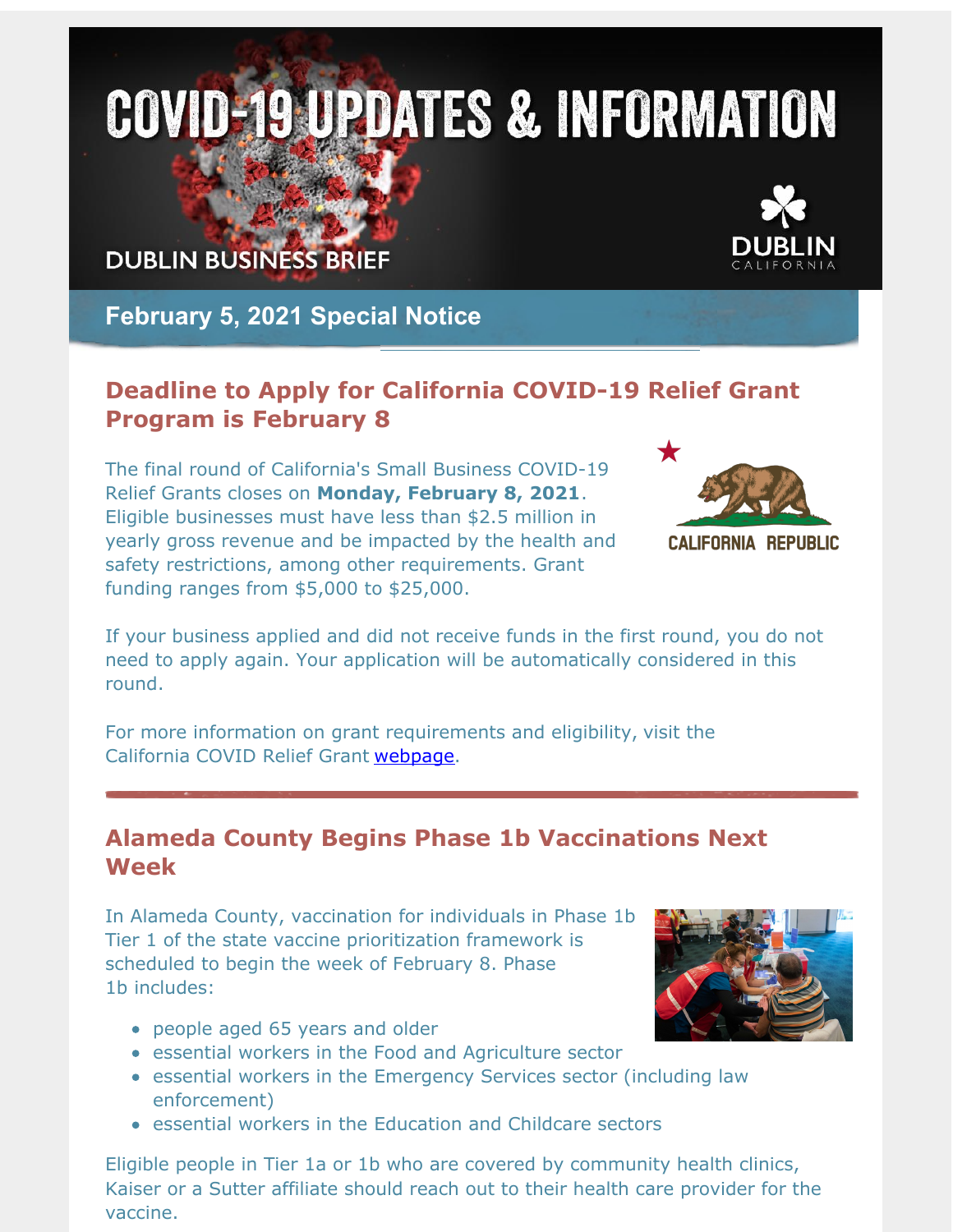# COVID-19 UPDATES & INFORMATION

DUBLIN BUSINESS BRIEF

DUBLIN CALIFORNIA

## February 5, 2021 Special Notice

## Deadline to Apply for California COVID-19 Relief Grant Program is February 8

The final round of California's Small Business COVID-19 Relief Grants closes on **Monday, February 8, 2021**. Eligible businesses must have less than $2.5 million in yearly gross revenue and be impacted by the health and safety restrictions, among other requirements. Grant funding ranges from $5,000 to $25,000.

If your business applied and did not receive funds in the first round, you do not need to apply again. Your application will be automatically considered in this round.

For more information on grant requirements and eligibility, visit the California COVID Relief Grant webpage.

## Alameda County Begins Phase 1b Vaccinations Next Week

In Alameda County, vaccination for individuals in Phase 1b Tier 1 of the state vaccine prioritization framework is scheduled to begin the week of February 8. Phase 1b includes:

- people aged 65 years and older
- essential workers in the Food and Agriculture sector
- essential workers in the Emergency Services sector (including law enforcement)
- essential workers in the Education and Childcare sectors

Eligible people in Tier 1a or 1b who are covered by community health clinics, Kaiser or a Sutter affiliate should reach out to their health care provider for the vaccine.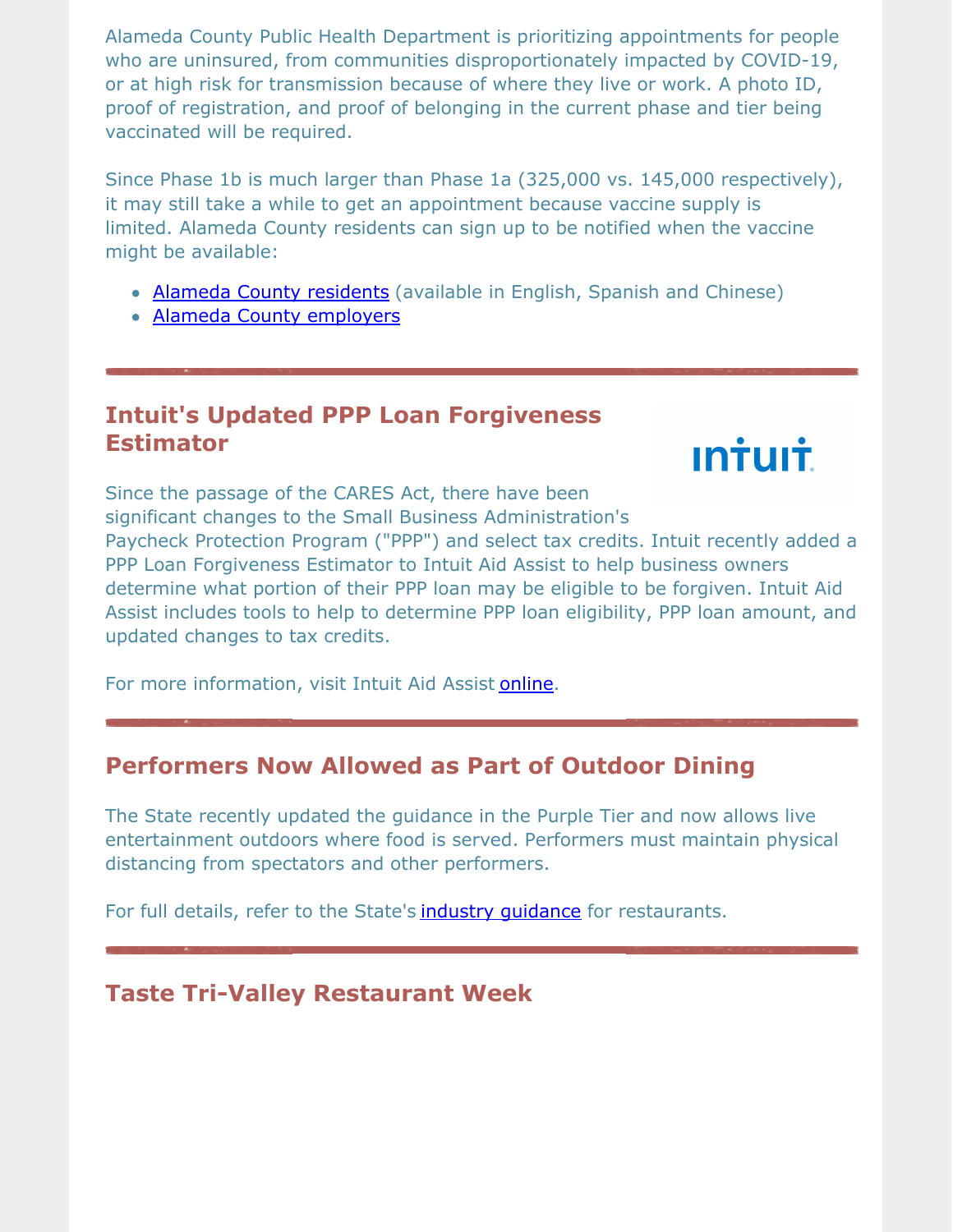Alameda County Public Health Department is prioritizing appointments for people who are uninsured, from communities disproportionately impacted by COVID-19, or at high risk for transmission because of where they live or work. A photo ID, proof of registration, and proof of belonging in the current phase and tier being vaccinated will be required.

Since Phase 1b is much larger than Phase 1a (325,000 vs. 145,000 respectively), it may still take a while to get an appointment because vaccine supply is limited. Alameda County residents can sign up to be notified when the vaccine might be available:

- Alameda County residents (available in English, Spanish and Chinese)
- Alameda County employers

## Intuit's Updated PPP Loan Forgiveness Estimator

Since the passage of the CARES Act, there have been significant changes to the Small Business Administration's Paycheck Protection Program ("PPP") and select tax credits. Intuit recently added a PPP Loan Forgiveness Estimator to Intuit Aid Assist to help business owners determine what portion of their PPP loan may be eligible to be forgiven. Intuit Aid Assist includes tools to help to determine PPP loan eligibility, PPP loan amount, and updated changes to tax credits.

For more information, visit Intuit Aid Assist online.

## Performers Now Allowed as Part of Outdoor Dining

The State recently updated the guidance in the Purple Tier and now allows live entertainment outdoors where food is served. Performers must maintain physical distancing from spectators and other performers.

For full details, refer to the State's industry guidance for restaurants.

## Taste Tri-Valley Restaurant Week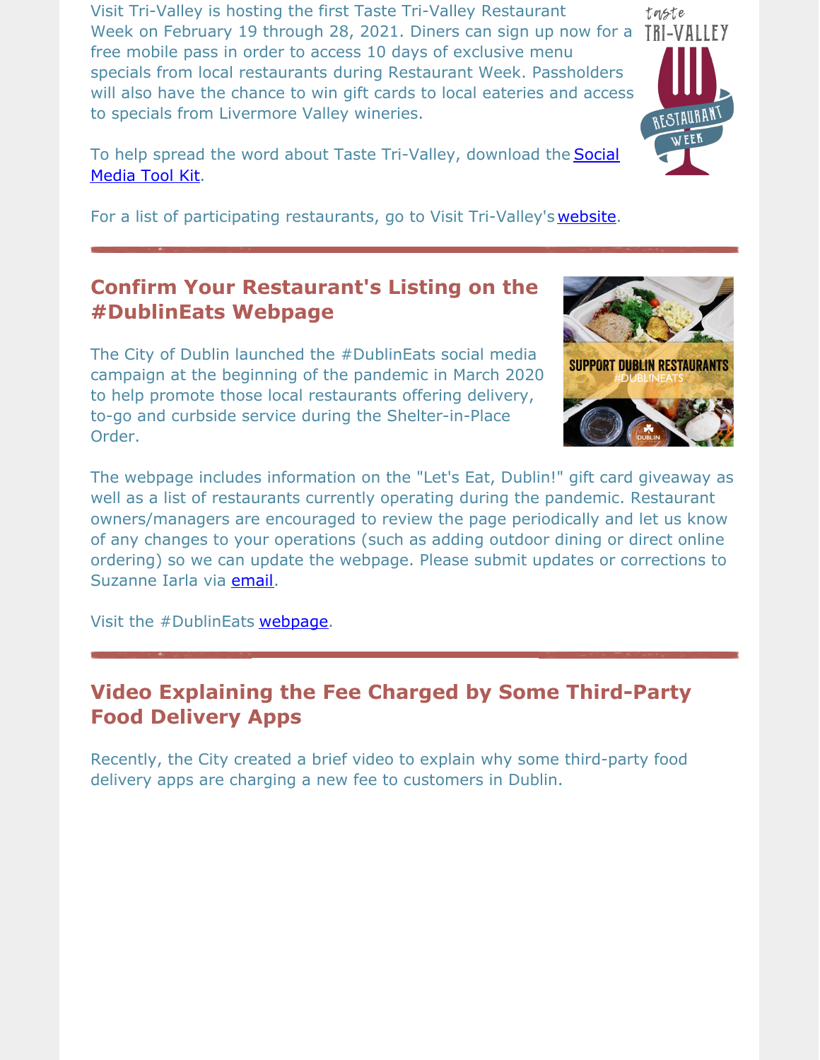Visit Tri-Valley is hosting the first Taste Tri-Valley Restaurant Week on February 19 through 28, 2021. Diners can sign up now for a free mobile pass in order to access 10 days of exclusive menu specials from local restaurants during Restaurant Week. Passholders will also have the chance to win gift cards to local eateries and access to specials from Livermore Valley wineries.

To help spread the word about Taste Tri-Valley, download the Social Media Tool Kit.

For a list of participating restaurants, go to Visit Tri-Valley's website.

## Confirm Your Restaurant's Listing on the #DublinEats Webpage

The City of Dublin launched the #DublinEats social media campaign at the beginning of the pandemic in March 2020 to help promote those local restaurants offering delivery, to-go and curbside service during the Shelter-in-Place Order.

The webpage includes information on the "Let's Eat, Dublin!" gift card giveaway as well as a list of restaurants currently operating during the pandemic. Restaurant owners/managers are encouraged to review the page periodically and let us know of any changes to your operations (such as adding outdoor dining or direct online ordering) so we can update the webpage. Please submit updates or corrections to Suzanne Iarla via email.

Visit the #DublinEats webpage.

## Video Explaining the Fee Charged by Some Third-Party Food Delivery Apps

Recently, the City created a brief video to explain why some third-party food delivery apps are charging a new fee to customers in Dublin.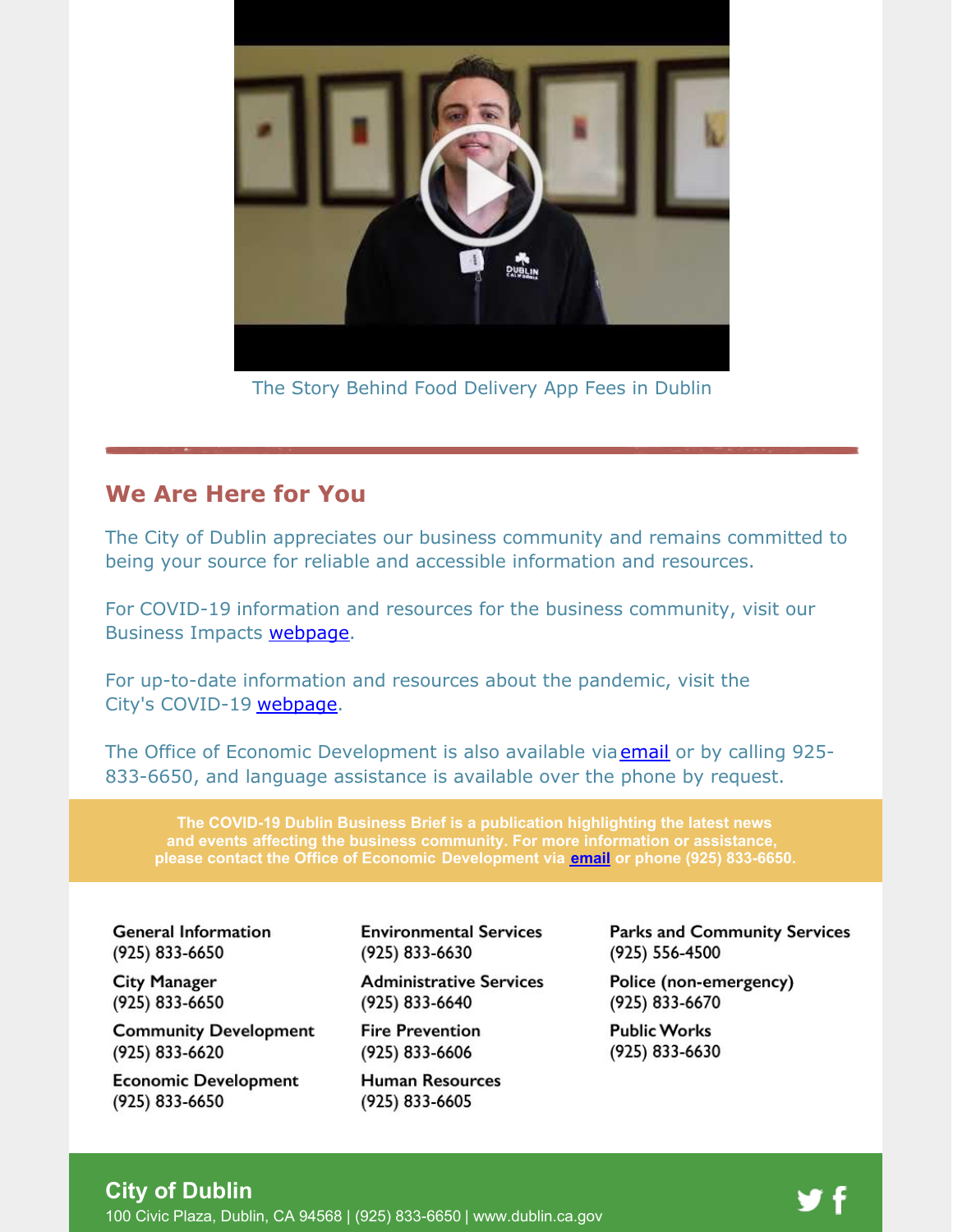The Story Behind Food Delivery App Fees in Dublin

## We Are Here for You

The City of Dublin appreciates our business community and remains committed to being your source for reliable and accessible information and resources.

For COVID-19 information and resources for the business community, visit our Business Impacts webpage.

For up-to-date information and resources about the pandemic, visit the City's COVID-19 webpage.

The Office of Economic Development is also available via email or by calling 925-833-6650, and language assistance is available over the phone by request.

**The COVID-19 Dublin Business Brief is a publication highlighting the latest news and events affecting the business community. For more information or assistance, please contact the Office of Economic Development via email or phone (925) 833-6650.**

**General Information**
(925) 833-6650

**City Manager**
(925) 833-6650

**Community Development**
(925) 833-6620

**Economic Development**
(925) 833-6650

**Environmental Services**
(925) 833-6630

**Administrative Services**
(925) 833-6640

**Fire Prevention**
(925) 833-6606

**Human Resources**
(925) 833-6605

**Parks and Community Services**
(925) 556-4500

**Police (non-emergency)**
(925) 833-6670

**Public Works**
(925) 833-6630

## City of Dublin

100 Civic Plaza, Dublin, CA 94568 | (925) 833-6650 | www.dublin.ca.gov